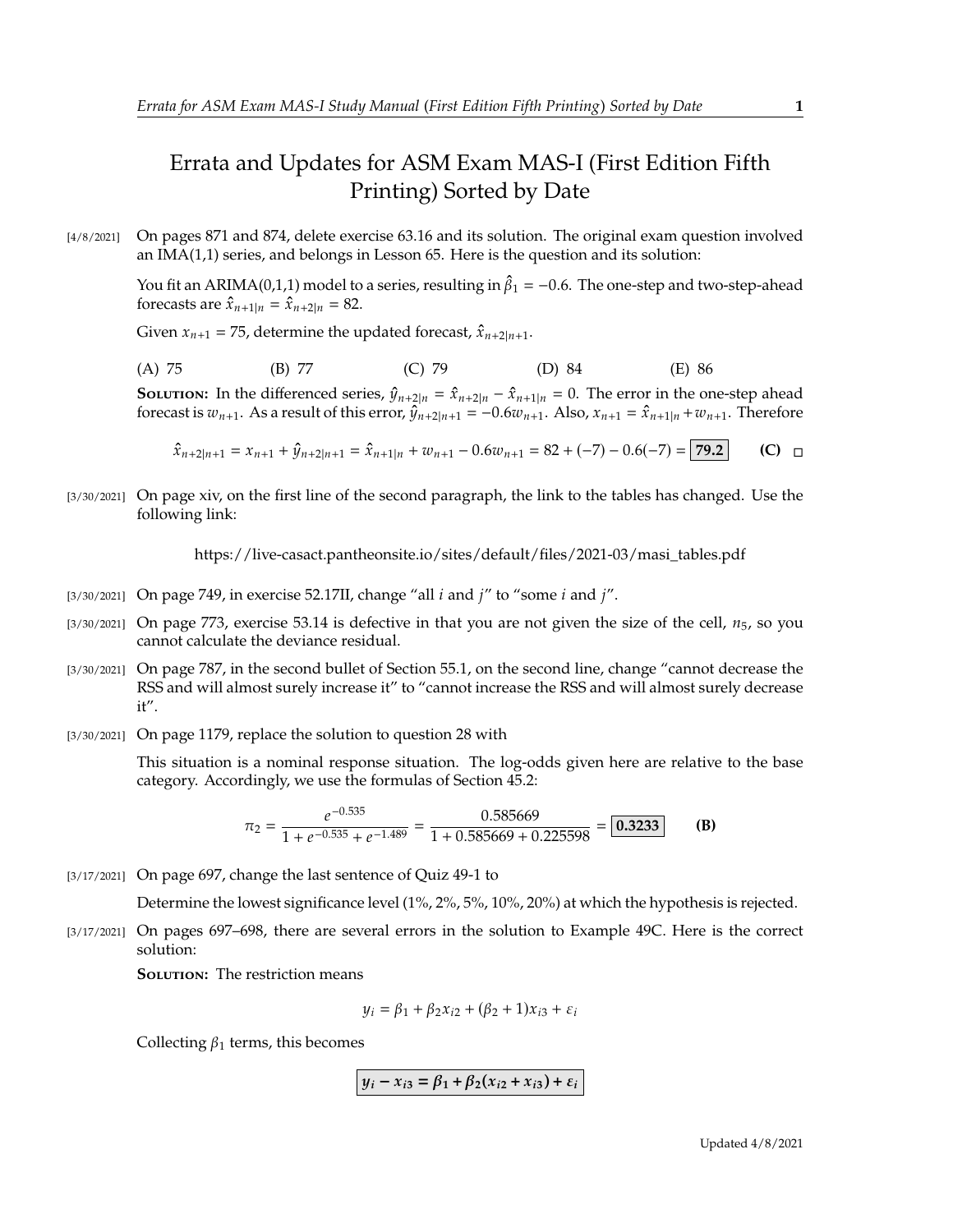# Errata and Updates for ASM Exam MAS-I (First Edition Fifth Printing) Sorted by Date

[4/8/2021] On pages 871 and 874, delete exercise 63.16 and its solution. The original exam question involved an IMA(1,1) series, and belongs in Lesson 65. Here is the question and its solution:

You fit an ARIMA(0,1,1) model to a series, resulting in $\hat{\beta}_1 = -0.6$. The one-step and two-step-ahead forecasts are $\hat{x}_{n+1|n} = \hat{x}_{n+2|n} = 82$.

Given $x_{n+1} = 75$, determine the updated forecast, $\hat{x}_{n+2|n+1}$.

(A) 75 (B) 77 (C) 79 (D) 84 (E) 86

**Solution:** In the differenced series, $\hat{y}_{n+2|n} = \hat{x}_{n+2|n} - \hat{x}_{n+1|n} = 0$. The error in the one-step ahead forecast is $w_{n+1}$. As a result of this error, $\hat{y}_{n+2|n+1} = -0.6w_{n+1}$. Also, $x_{n+1} = \hat{x}_{n+1|n} + w_{n+1}$. Therefore

$$\hat{x}_{n+2|n+1} = x_{n+1} + \hat{y}_{n+2|n+1} = \hat{x}_{n+1|n} + w_{n+1} - 0.6w_{n+1} = 82 + (-7) - 0.6(-7) = \boxed{79.2} \qquad \textbf{(C)}$$

[3/30/2021] On page xiv, on the first line of the second paragraph, the link to the tables has changed. Use the following link:

https://live-casact.pantheonsite.io/sites/default/files/2021-03/masi_tables.pdf

[3/30/2021] On page 749, in exercise 52.17II, change "all $i$ and $j$" to "some $i$ and $j$".

[3/30/2021] On page 773, exercise 53.14 is defective in that you are not given the size of the cell, $n_5$, so you cannot calculate the deviance residual.

[3/30/2021] On page 787, in the second bullet of Section 55.1, on the second line, change "cannot decrease the RSS and will almost surely increase it" to "cannot increase the RSS and will almost surely decrease it".

[3/30/2021] On page 1179, replace the solution to question 28 with

This situation is a nominal response situation. The log-odds given here are relative to the base category. Accordingly, we use the formulas of Section 45.2:

$$\pi_2 = \frac{e^{-0.535}}{1 + e^{-0.535} + e^{-1.489}} = \frac{0.585669}{1 + 0.585669 + 0.225598} = \boxed{0.3233} \qquad \textbf{(B)}$$

[3/17/2021] On page 697, change the last sentence of Quiz 49-1 to

Determine the lowest significance level (1%, 2%, 5%, 10%, 20%) at which the hypothesis is rejected.

[3/17/2021] On pages 697–698, there are several errors in the solution to Example 49C. Here is the correct solution:

**Solution:** The restriction means

$$y_i = \beta_1 + \beta_2 x_{i2} + (\beta_2 + 1)x_{i3} + \varepsilon_i$$

Collecting $\beta_1$ terms, this becomes

$$\boxed{\boldsymbol{y_i - x_{i3} = \beta_1 + \beta_2(x_{i2} + x_{i3}) + \varepsilon_i}}$$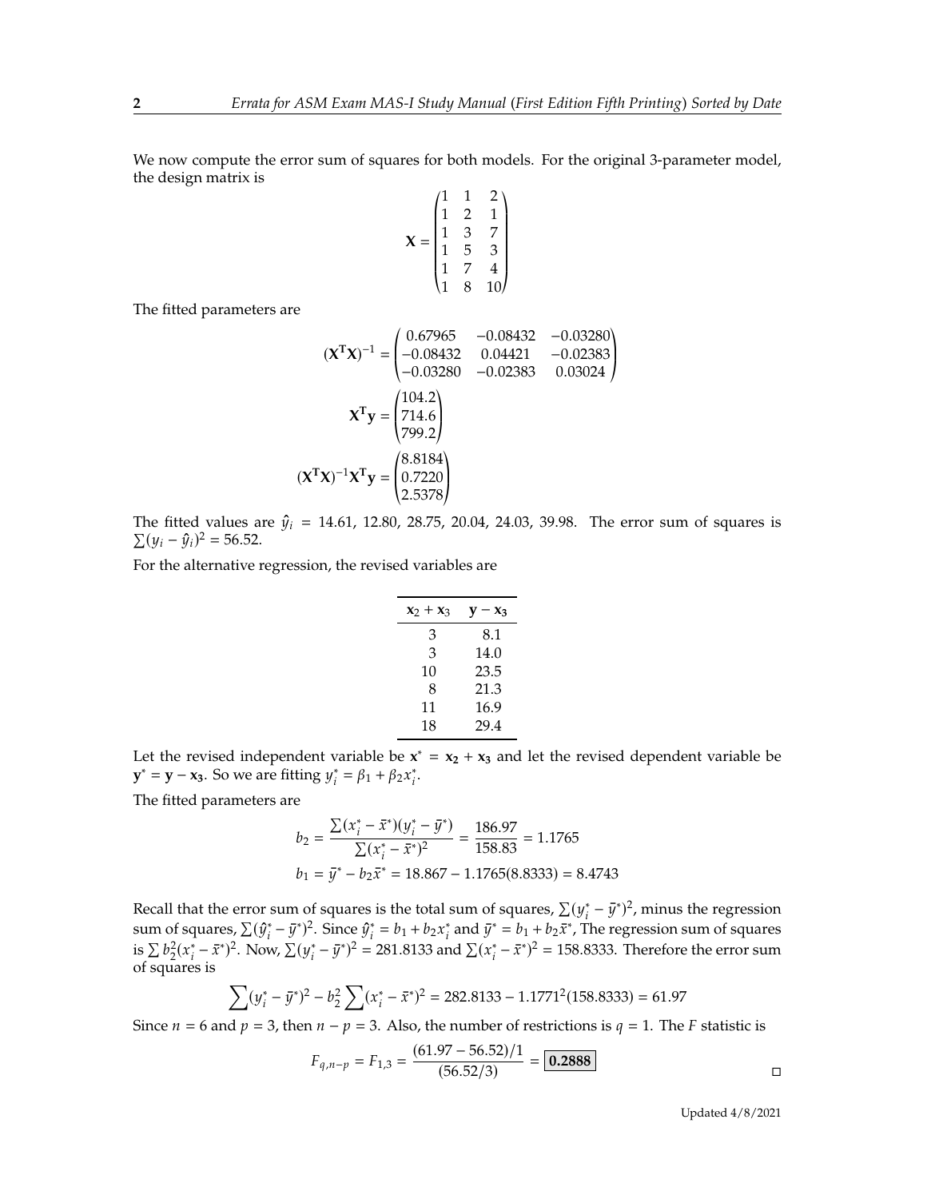We now compute the error sum of squares for both models. For the original 3-parameter model, the design matrix is

$$\mathbf{X} = \begin{pmatrix} 1 & 1 & 2 \\ 1 & 2 & 1 \\ 1 & 3 & 7 \\ 1 & 5 & 3 \\ 1 & 7 & 4 \\ 1 & 8 & 10 \end{pmatrix}$$

The fitted parameters are

$$(\mathbf{X^T X})^{-1} = \begin{pmatrix} 0.67965 & -0.08432 & -0.03280 \\ -0.08432 & 0.04421 & -0.02383 \\ -0.03280 & -0.02383 & 0.03024 \end{pmatrix}$$

$$\mathbf{X^T y} = \begin{pmatrix} 104.2 \\ 714.6 \\ 799.2 \end{pmatrix}$$

$$(\mathbf{X^T X})^{-1}\mathbf{X^T y} = \begin{pmatrix} 8.8184 \\ 0.7220 \\ 2.5378 \end{pmatrix}$$

The fitted values are $\hat{y}_i = 14.61, 12.80, 28.75, 20.04, 24.03, 39.98$. The error sum of squares is $\sum(y_i - \hat{y}_i)^2 = 56.52$.

For the alternative regression, the revised variables are

| $\mathbf{x_2} + \mathbf{x_3}$ | $\mathbf{y} - \mathbf{x_3}$ |
|---|---|
| 3 | 8.1 |
| 3 | 14.0 |
| 10 | 23.5 |
| 8 | 21.3 |
| 11 | 16.9 |
| 18 | 29.4 |

Let the revised independent variable be $\mathbf{x}^* = \mathbf{x_2} + \mathbf{x_3}$ and let the revised dependent variable be $\mathbf{y}^* = \mathbf{y} - \mathbf{x_3}$. So we are fitting $y_i^* = \beta_1 + \beta_2 x_i^*$.

The fitted parameters are

$$b_2 = \frac{\sum(x_i^* - \bar{x}^*)(y_i^* - \bar{y}^*)}{\sum(x_i^* - \bar{x}^*)^2} = \frac{186.97}{158.83} = 1.1765$$

$$b_1 = \bar{y}^* - b_2\bar{x}^* = 18.867 - 1.1765(8.8333) = 8.4743$$

Recall that the error sum of squares is the total sum of squares, $\sum(y_i^* - \bar{y}^*)^2$, minus the regression sum of squares, $\sum(\hat{y}_i^* - \bar{y}^*)^2$. Since $\hat{y}_i^* = b_1 + b_2 x_i^*$ and $\bar{y}^* = b_1 + b_2\bar{x}^*$, The regression sum of squares is $\sum b_2^2(x_i^* - \bar{x}^*)^2$. Now, $\sum(y_i^* - \bar{y}^*)^2 = 281.8133$ and $\sum(x_i^* - \bar{x}^*)^2 = 158.8333$. Therefore the error sum of squares is

$$\sum(y_i^* - \bar{y}^*)^2 - b_2^2 \sum(x_i^* - \bar{x}^*)^2 = 282.8133 - 1.1771^2(158.8333) = 61.97$$

Since $n = 6$ and $p = 3$, then $n - p = 3$. Also, the number of restrictions is $q = 1$. The $F$ statistic is

$$F_{q,n-p} = F_{1,3} = \frac{(61.97 - 56.52)/1}{(56.52/3)} = \boxed{\mathbf{0.2888}}$$

□

Updated 4/8/2021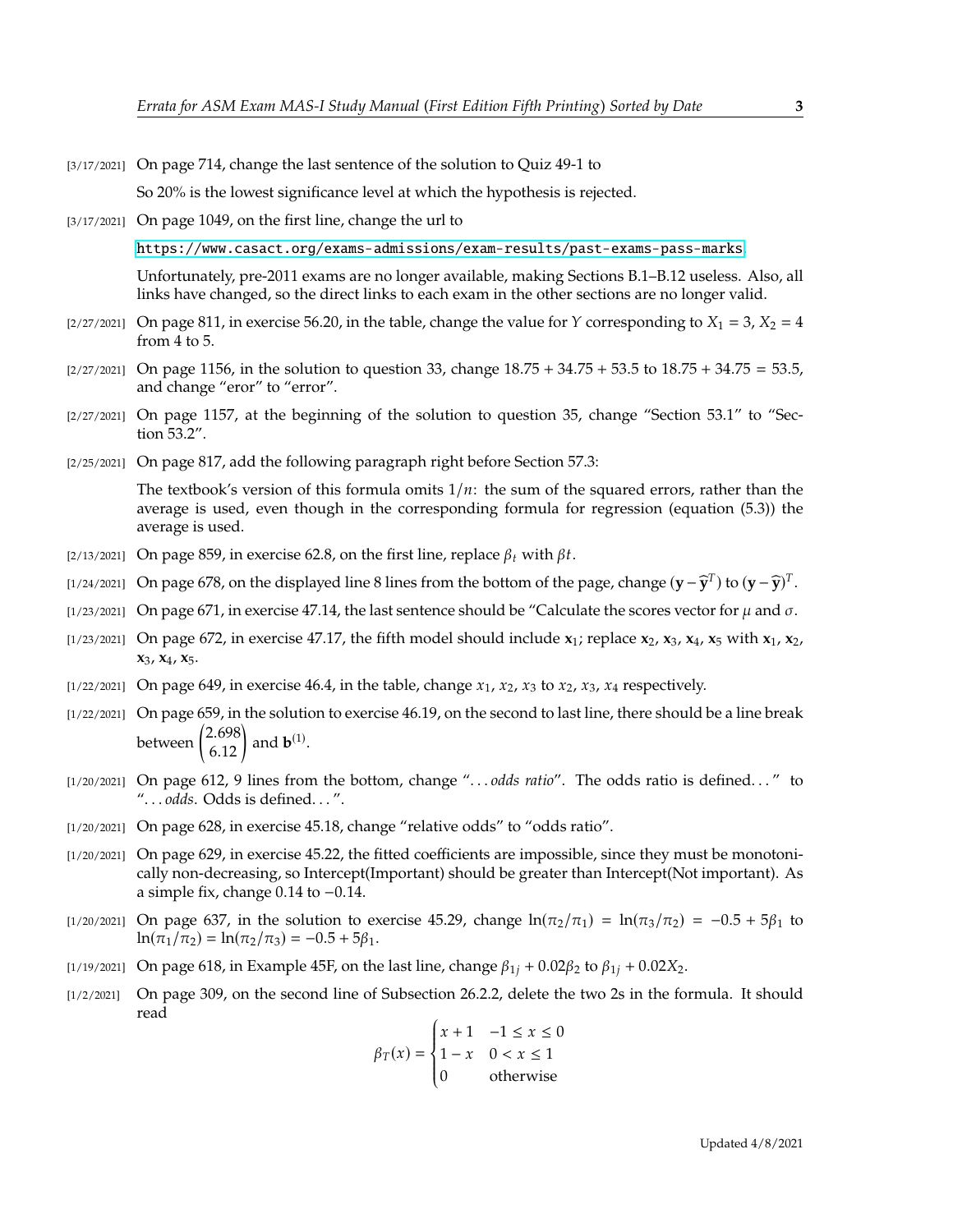[3/17/2021] On page 714, change the last sentence of the solution to Quiz 49-1 to

So 20% is the lowest significance level at which the hypothesis is rejected.

[3/17/2021] On page 1049, on the first line, change the url to

https://www.casact.org/exams-admissions/exam-results/past-exams-pass-marks

Unfortunately, pre-2011 exams are no longer available, making Sections B.1–B.12 useless. Also, all links have changed, so the direct links to each exam in the other sections are no longer valid.

[2/27/2021] On page 811, in exercise 56.20, in the table, change the value for $Y$ corresponding to $X_1 = 3$, $X_2 = 4$ from 4 to 5.

[2/27/2021] On page 1156, in the solution to question 33, change $18.75 + 34.75 + 53.5$ to $18.75 + 34.75 = 53.5$, and change "eror" to "error".

[2/27/2021] On page 1157, at the beginning of the solution to question 35, change "Section 53.1" to "Section 53.2".

[2/25/2021] On page 817, add the following paragraph right before Section 57.3:

The textbook's version of this formula omits $1/n$: the sum of the squared errors, rather than the average is used, even though in the corresponding formula for regression (equation (5.3)) the average is used.

[2/13/2021] On page 859, in exercise 62.8, on the first line, replace $\beta_t$ with $\beta t$.

[1/24/2021] On page 678, on the displayed line 8 lines from the bottom of the page, change $(\mathbf{y} - \widehat{\mathbf{y}}^T)$ to $(\mathbf{y} - \widehat{\mathbf{y}})^T$.

[1/23/2021] On page 671, in exercise 47.14, the last sentence should be "Calculate the scores vector for $\mu$ and $\sigma$.

[1/23/2021] On page 672, in exercise 47.17, the fifth model should include $\mathbf{x}_1$; replace $\mathbf{x}_2$, $\mathbf{x}_3$, $\mathbf{x}_4$, $\mathbf{x}_5$ with $\mathbf{x}_1$, $\mathbf{x}_2$, $\mathbf{x}_3$, $\mathbf{x}_4$, $\mathbf{x}_5$.

[1/22/2021] On page 649, in exercise 46.4, in the table, change $x_1$, $x_2$, $x_3$ to $x_2$, $x_3$, $x_4$ respectively.

[1/22/2021] On page 659, in the solution to exercise 46.19, on the second to last line, there should be a line break between $\begin{pmatrix} 2.698 \\ 6.12 \end{pmatrix}$ and $\mathbf{b}^{(1)}$.

[1/20/2021] On page 612, 9 lines from the bottom, change "... *odds ratio*". The odds ratio is defined..." to "... *odds*. Odds is defined...".

[1/20/2021] On page 628, in exercise 45.18, change "relative odds" to "odds ratio".

[1/20/2021] On page 629, in exercise 45.22, the fitted coefficients are impossible, since they must be monotonically non-decreasing, so Intercept(Important) should be greater than Intercept(Not important). As a simple fix, change 0.14 to −0.14.

[1/20/2021] On page 637, in the solution to exercise 45.29, change $\ln(\pi_2/\pi_1) = \ln(\pi_3/\pi_2) = -0.5 + 5\beta_1$ to $\ln(\pi_1/\pi_2) = \ln(\pi_2/\pi_3) = -0.5 + 5\beta_1$.

[1/19/2021] On page 618, in Example 45F, on the last line, change $\beta_{1j} + 0.02\beta_2$ to $\beta_{1j} + 0.02X_2$.

[1/2/2021] On page 309, on the second line of Subsection 26.2.2, delete the two 2s in the formula. It should read

$$\beta_T(x) = \begin{cases} x + 1 & -1 \le x \le 0 \\ 1 - x & 0 < x \le 1 \\ 0 & \text{otherwise} \end{cases}$$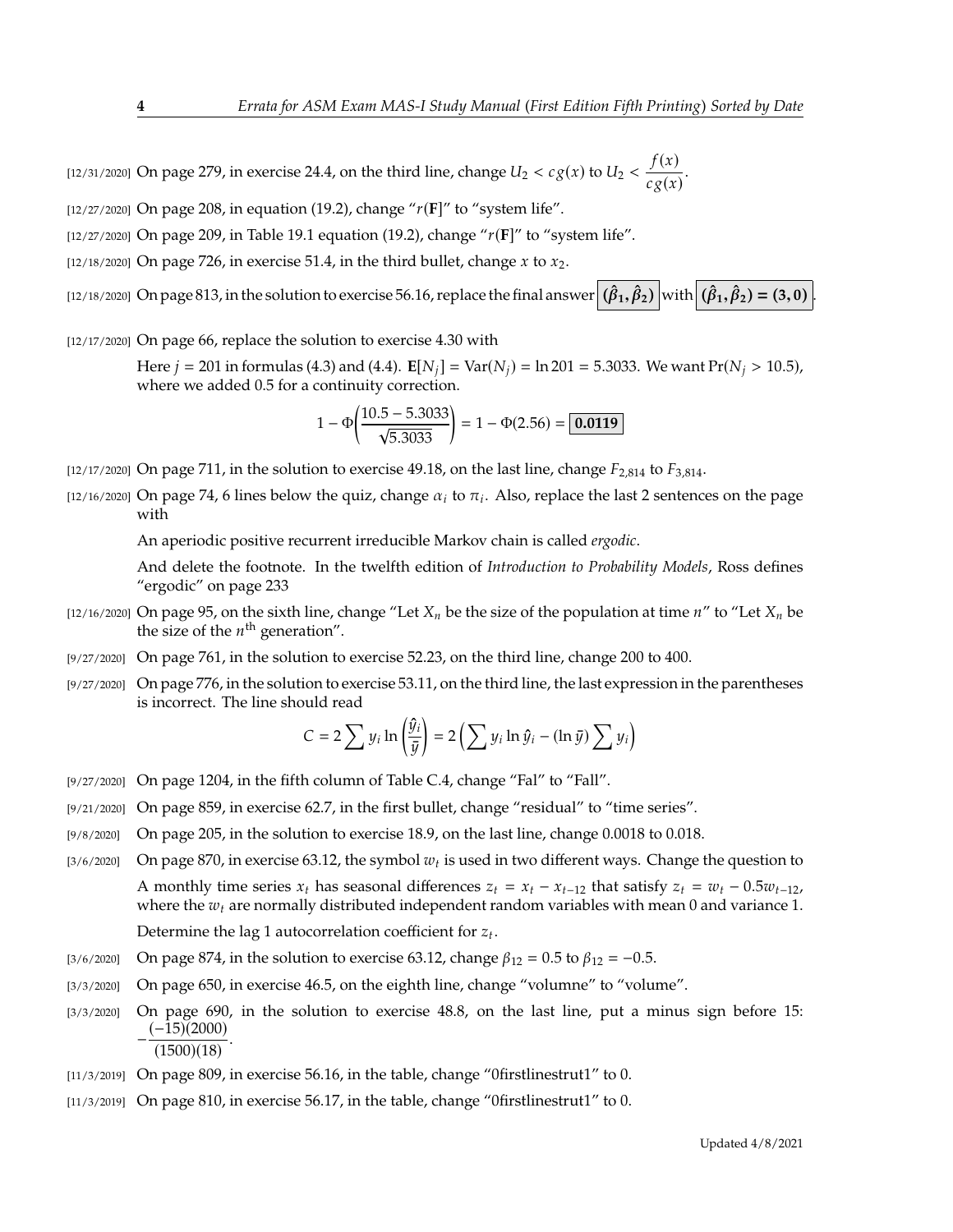[12/31/2020] On page 279, in exercise 24.4, on the third line, change $U_2 < cg(x)$ to $U_2 < \dfrac{f(x)}{cg(x)}$.

[12/27/2020] On page 208, in equation (19.2), change "$r(\mathbf{F}]$" to "system life".

[12/27/2020] On page 209, in Table 19.1 equation (19.2), change "$r(\mathbf{F}]$" to "system life".

[12/18/2020] On page 726, in exercise 51.4, in the third bullet, change $x$ to $x_2$.

[12/18/2020] On page 813, in the solution to exercise 56.16, replace the final answer $\boxed{(\hat{\beta}_1, \hat{\beta}_2)}$ with $\boxed{(\hat{\beta}_1, \hat{\beta}_2) = (3, 0)}$.

[12/17/2020] On page 66, replace the solution to exercise 4.30 with

Here $j = 201$ in formulas (4.3) and (4.4). $\mathbf{E}[N_j] = \mathrm{Var}(N_j) = \ln 201 = 5.3033$. We want $\Pr(N_j > 10.5)$, where we added 0.5 for a continuity correction.

$$1 - \Phi\left(\frac{10.5 - 5.3033}{\sqrt{5.3033}}\right) = 1 - \Phi(2.56) = \boxed{0.0119}$$

[12/17/2020] On page 711, in the solution to exercise 49.18, on the last line, change $F_{2,814}$ to $F_{3,814}$.

[12/16/2020] On page 74, 6 lines below the quiz, change $\alpha_i$ to $\pi_i$. Also, replace the last 2 sentences on the page with

An aperiodic positive recurrent irreducible Markov chain is called *ergodic*.

And delete the footnote. In the twelfth edition of *Introduction to Probability Models*, Ross defines "ergodic" on page 233

[12/16/2020] On page 95, on the sixth line, change "Let $X_n$ be the size of the population at time $n$" to "Let $X_n$ be the size of the $n^{\text{th}}$ generation".

[9/27/2020] On page 761, in the solution to exercise 52.23, on the third line, change 200 to 400.

[9/27/2020] On page 776, in the solution to exercise 53.11, on the third line, the last expression in the parentheses is incorrect. The line should read

$$C = 2\sum y_i \ln\left(\frac{\hat{y}_i}{\bar{y}}\right) = 2\left(\sum y_i \ln \hat{y}_i - (\ln \bar{y})\sum y_i\right)$$

[9/27/2020] On page 1204, in the fifth column of Table C.4, change "Fal" to "Fall".

[9/21/2020] On page 859, in exercise 62.7, in the first bullet, change "residual" to "time series".

[9/8/2020] On page 205, in the solution to exercise 18.9, on the last line, change 0.0018 to 0.018.

[3/6/2020] On page 870, in exercise 63.12, the symbol $w_t$ is used in two different ways. Change the question to

A monthly time series $x_t$ has seasonal differences $z_t = x_t - x_{t-12}$ that satisfy $z_t = w_t - 0.5w_{t-12}$, where the $w_t$ are normally distributed independent random variables with mean 0 and variance 1.

Determine the lag 1 autocorrelation coefficient for $z_t$.

[3/6/2020] On page 874, in the solution to exercise 63.12, change $\beta_{12} = 0.5$ to $\beta_{12} = -0.5$.

[3/3/2020] On page 650, in exercise 46.5, on the eighth line, change "volumne" to "volume".

[3/3/2020] On page 690, in the solution to exercise 48.8, on the last line, put a minus sign before 15: $-\dfrac{(-15)(2000)}{(1500)(18)}$.

[11/3/2019] On page 809, in exercise 56.16, in the table, change "0firstlinestrut1" to 0.

[11/3/2019] On page 810, in exercise 56.17, in the table, change "0firstlinestrut1" to 0.

Updated 4/8/2021